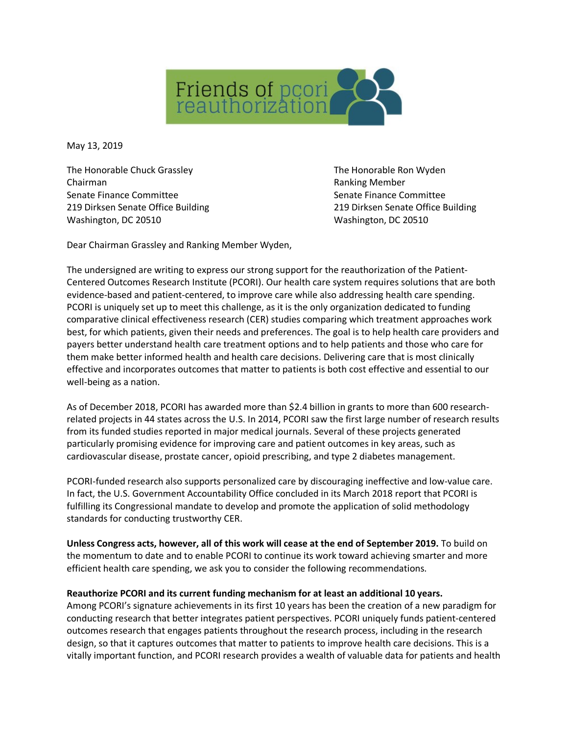Friends of pcori reauthorization

May 13, 2019

The Honorable Chuck Grassley
Chairman
Senate Finance Committee
219 Dirksen Senate Office Building
Washington, DC 20510

The Honorable Ron Wyden
Ranking Member
Senate Finance Committee
219 Dirksen Senate Office Building
Washington, DC 20510

Dear Chairman Grassley and Ranking Member Wyden,

The undersigned are writing to express our strong support for the reauthorization of the Patient-Centered Outcomes Research Institute (PCORI). Our health care system requires solutions that are both evidence-based and patient-centered, to improve care while also addressing health care spending. PCORI is uniquely set up to meet this challenge, as it is the only organization dedicated to funding comparative clinical effectiveness research (CER) studies comparing which treatment approaches work best, for which patients, given their needs and preferences. The goal is to help health care providers and payers better understand health care treatment options and to help patients and those who care for them make better informed health and health care decisions. Delivering care that is most clinically effective and incorporates outcomes that matter to patients is both cost effective and essential to our well-being as a nation.

As of December 2018, PCORI has awarded more than $2.4 billion in grants to more than 600 research-related projects in 44 states across the U.S. In 2014, PCORI saw the first large number of research results from its funded studies reported in major medical journals. Several of these projects generated particularly promising evidence for improving care and patient outcomes in key areas, such as cardiovascular disease, prostate cancer, opioid prescribing, and type 2 diabetes management.

PCORI-funded research also supports personalized care by discouraging ineffective and low-value care. In fact, the U.S. Government Accountability Office concluded in its March 2018 report that PCORI is fulfilling its Congressional mandate to develop and promote the application of solid methodology standards for conducting trustworthy CER.

**Unless Congress acts, however, all of this work will cease at the end of September 2019.** To build on the momentum to date and to enable PCORI to continue its work toward achieving smarter and more efficient health care spending, we ask you to consider the following recommendations.

**Reauthorize PCORI and its current funding mechanism for at least an additional 10 years.**
Among PCORI's signature achievements in its first 10 years has been the creation of a new paradigm for conducting research that better integrates patient perspectives. PCORI uniquely funds patient-centered outcomes research that engages patients throughout the research process, including in the research design, so that it captures outcomes that matter to patients to improve health care decisions. This is a vitally important function, and PCORI research provides a wealth of valuable data for patients and health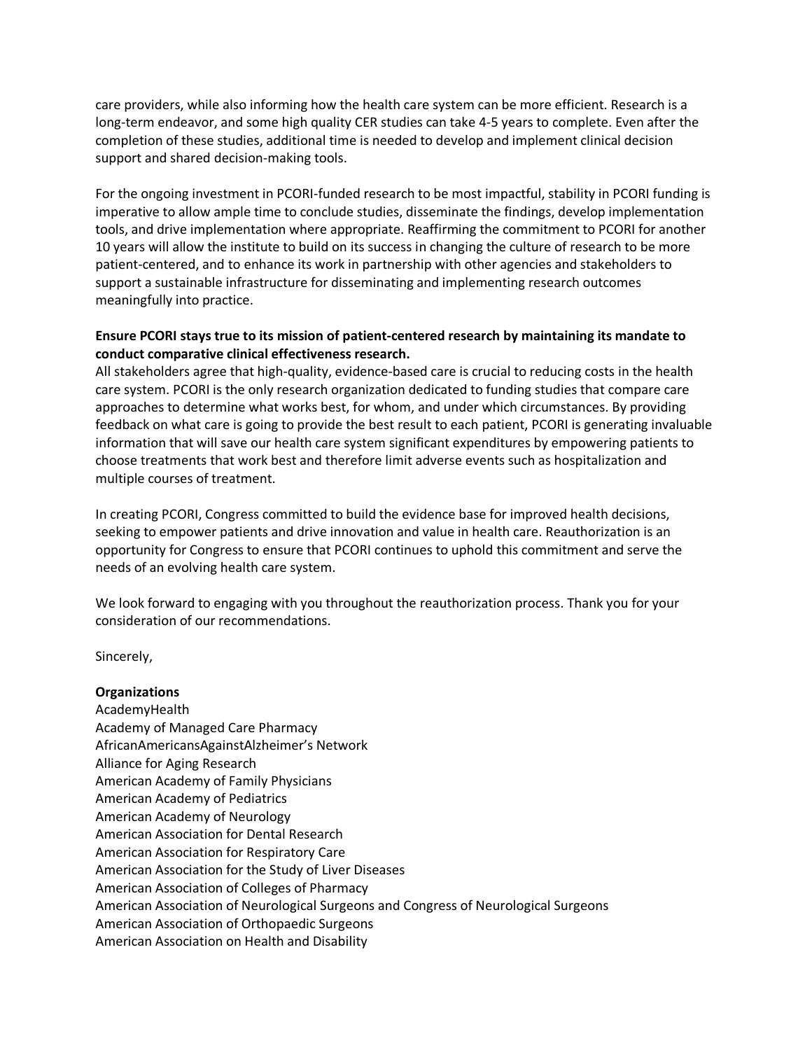care providers, while also informing how the health care system can be more efficient. Research is a long-term endeavor, and some high quality CER studies can take 4-5 years to complete. Even after the completion of these studies, additional time is needed to develop and implement clinical decision support and shared decision-making tools.

For the ongoing investment in PCORI-funded research to be most impactful, stability in PCORI funding is imperative to allow ample time to conclude studies, disseminate the findings, develop implementation tools, and drive implementation where appropriate. Reaffirming the commitment to PCORI for another 10 years will allow the institute to build on its success in changing the culture of research to be more patient-centered, and to enhance its work in partnership with other agencies and stakeholders to support a sustainable infrastructure for disseminating and implementing research outcomes meaningfully into practice.

**Ensure PCORI stays true to its mission of patient-centered research by maintaining its mandate to conduct comparative clinical effectiveness research.**

All stakeholders agree that high-quality, evidence-based care is crucial to reducing costs in the health care system. PCORI is the only research organization dedicated to funding studies that compare care approaches to determine what works best, for whom, and under which circumstances. By providing feedback on what care is going to provide the best result to each patient, PCORI is generating invaluable information that will save our health care system significant expenditures by empowering patients to choose treatments that work best and therefore limit adverse events such as hospitalization and multiple courses of treatment.

In creating PCORI, Congress committed to build the evidence base for improved health decisions, seeking to empower patients and drive innovation and value in health care. Reauthorization is an opportunity for Congress to ensure that PCORI continues to uphold this commitment and serve the needs of an evolving health care system.

We look forward to engaging with you throughout the reauthorization process. Thank you for your consideration of our recommendations.

Sincerely,

**Organizations**

AcademyHealth
Academy of Managed Care Pharmacy
AfricanAmericansAgainstAlzheimer's Network
Alliance for Aging Research
American Academy of Family Physicians
American Academy of Pediatrics
American Academy of Neurology
American Association for Dental Research
American Association for Respiratory Care
American Association for the Study of Liver Diseases
American Association of Colleges of Pharmacy
American Association of Neurological Surgeons and Congress of Neurological Surgeons
American Association of Orthopaedic Surgeons
American Association on Health and Disability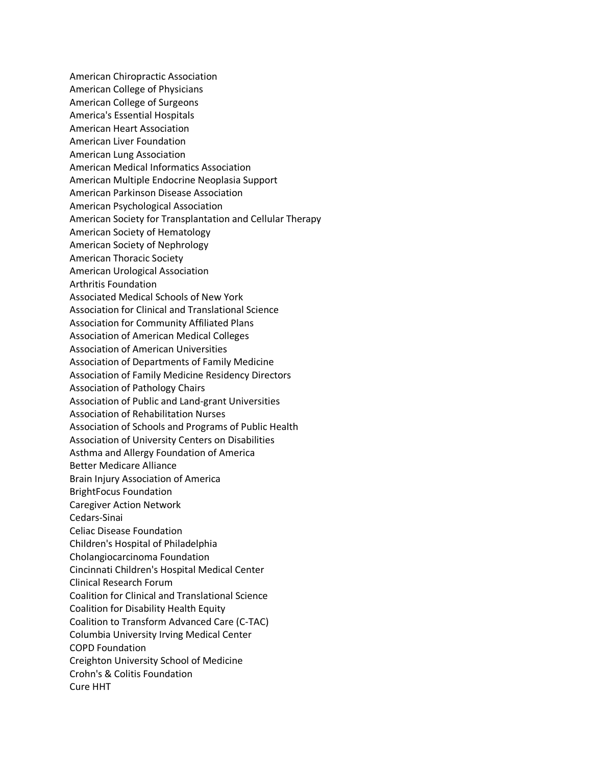American Chiropractic Association
American College of Physicians
American College of Surgeons
America's Essential Hospitals
American Heart Association
American Liver Foundation
American Lung Association
American Medical Informatics Association
American Multiple Endocrine Neoplasia Support
American Parkinson Disease Association
American Psychological Association
American Society for Transplantation and Cellular Therapy
American Society of Hematology
American Society of Nephrology
American Thoracic Society
American Urological Association
Arthritis Foundation
Associated Medical Schools of New York
Association for Clinical and Translational Science
Association for Community Affiliated Plans
Association of American Medical Colleges
Association of American Universities
Association of Departments of Family Medicine
Association of Family Medicine Residency Directors
Association of Pathology Chairs
Association of Public and Land-grant Universities
Association of Rehabilitation Nurses
Association of Schools and Programs of Public Health
Association of University Centers on Disabilities
Asthma and Allergy Foundation of America
Better Medicare Alliance
Brain Injury Association of America
BrightFocus Foundation
Caregiver Action Network
Cedars-Sinai
Celiac Disease Foundation
Children's Hospital of Philadelphia
Cholangiocarcinoma Foundation
Cincinnati Children's Hospital Medical Center
Clinical Research Forum
Coalition for Clinical and Translational Science
Coalition for Disability Health Equity
Coalition to Transform Advanced Care (C-TAC)
Columbia University Irving Medical Center
COPD Foundation
Creighton University School of Medicine
Crohn's & Colitis Foundation
Cure HHT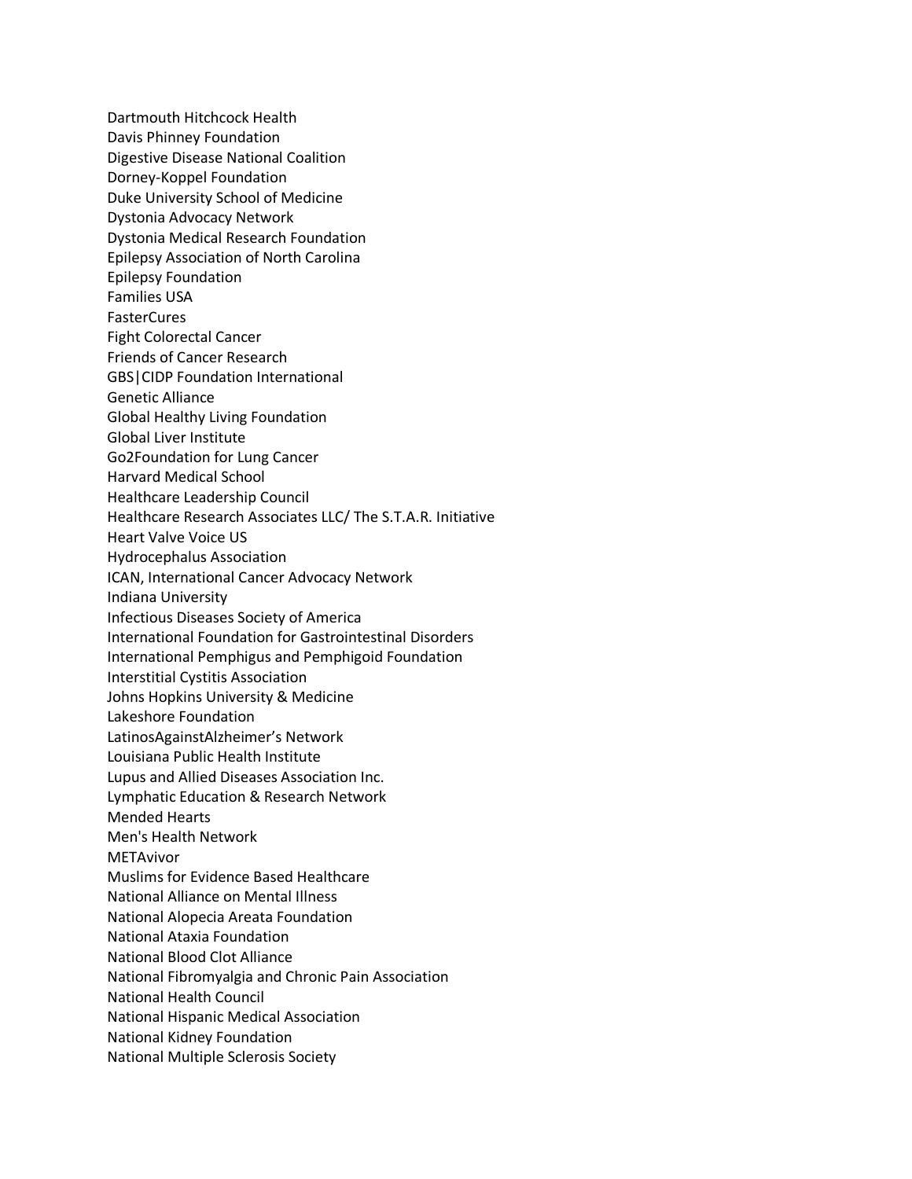Dartmouth Hitchcock Health
Davis Phinney Foundation
Digestive Disease National Coalition
Dorney-Koppel Foundation
Duke University School of Medicine
Dystonia Advocacy Network
Dystonia Medical Research Foundation
Epilepsy Association of North Carolina
Epilepsy Foundation
Families USA
FasterCures
Fight Colorectal Cancer
Friends of Cancer Research
GBS|CIDP Foundation International
Genetic Alliance
Global Healthy Living Foundation
Global Liver Institute
Go2Foundation for Lung Cancer
Harvard Medical School
Healthcare Leadership Council
Healthcare Research Associates LLC/ The S.T.A.R. Initiative
Heart Valve Voice US
Hydrocephalus Association
ICAN, International Cancer Advocacy Network
Indiana University
Infectious Diseases Society of America
International Foundation for Gastrointestinal Disorders
International Pemphigus and Pemphigoid Foundation
Interstitial Cystitis Association
Johns Hopkins University & Medicine
Lakeshore Foundation
LatinosAgainstAlzheimer's Network
Louisiana Public Health Institute
Lupus and Allied Diseases Association Inc.
Lymphatic Education & Research Network
Mended Hearts
Men's Health Network
METAvivor
Muslims for Evidence Based Healthcare
National Alliance on Mental Illness
National Alopecia Areata Foundation
National Ataxia Foundation
National Blood Clot Alliance
National Fibromyalgia and Chronic Pain Association
National Health Council
National Hispanic Medical Association
National Kidney Foundation
National Multiple Sclerosis Society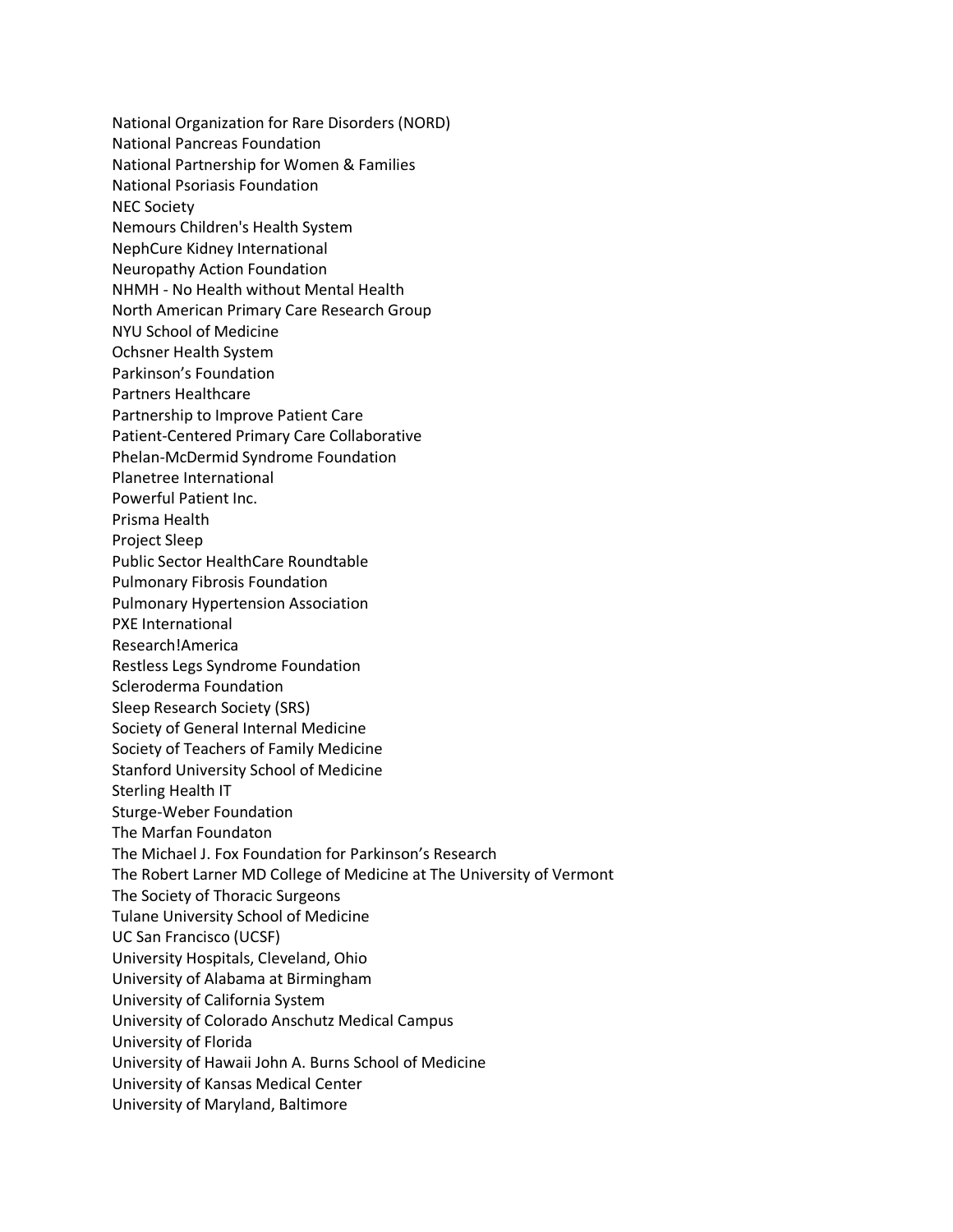National Organization for Rare Disorders (NORD)
National Pancreas Foundation
National Partnership for Women & Families
National Psoriasis Foundation
NEC Society
Nemours Children's Health System
NephCure Kidney International
Neuropathy Action Foundation
NHMH - No Health without Mental Health
North American Primary Care Research Group
NYU School of Medicine
Ochsner Health System
Parkinson's Foundation
Partners Healthcare
Partnership to Improve Patient Care
Patient-Centered Primary Care Collaborative
Phelan-McDermid Syndrome Foundation
Planetree International
Powerful Patient Inc.
Prisma Health
Project Sleep
Public Sector HealthCare Roundtable
Pulmonary Fibrosis Foundation
Pulmonary Hypertension Association
PXE International
Research!America
Restless Legs Syndrome Foundation
Scleroderma Foundation
Sleep Research Society (SRS)
Society of General Internal Medicine
Society of Teachers of Family Medicine
Stanford University School of Medicine
Sterling Health IT
Sturge-Weber Foundation
The Marfan Foundaton
The Michael J. Fox Foundation for Parkinson's Research
The Robert Larner MD College of Medicine at The University of Vermont
The Society of Thoracic Surgeons
Tulane University School of Medicine
UC San Francisco (UCSF)
University Hospitals, Cleveland, Ohio
University of Alabama at Birmingham
University of California System
University of Colorado Anschutz Medical Campus
University of Florida
University of Hawaii John A. Burns School of Medicine
University of Kansas Medical Center
University of Maryland, Baltimore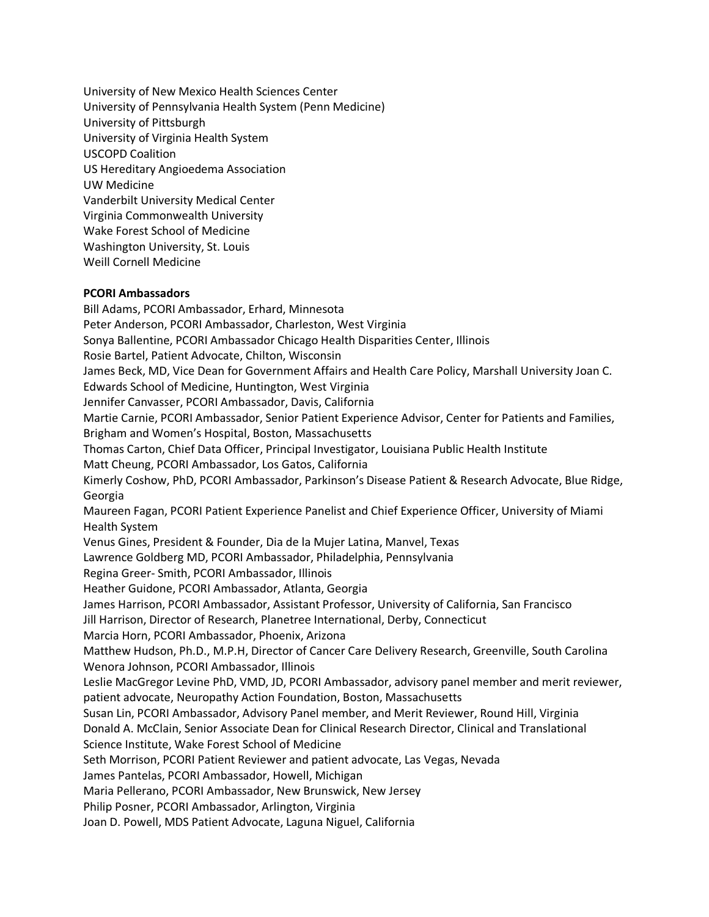University of New Mexico Health Sciences Center
University of Pennsylvania Health System (Penn Medicine)
University of Pittsburgh
University of Virginia Health System
USCOPD Coalition
US Hereditary Angioedema Association
UW Medicine
Vanderbilt University Medical Center
Virginia Commonwealth University
Wake Forest School of Medicine
Washington University, St. Louis
Weill Cornell Medicine

**PCORI Ambassadors**

Bill Adams, PCORI Ambassador, Erhard, Minnesota
Peter Anderson, PCORI Ambassador, Charleston, West Virginia
Sonya Ballentine, PCORI Ambassador Chicago Health Disparities Center, Illinois
Rosie Bartel, Patient Advocate, Chilton, Wisconsin
James Beck, MD, Vice Dean for Government Affairs and Health Care Policy, Marshall University Joan C. Edwards School of Medicine, Huntington, West Virginia
Jennifer Canvasser, PCORI Ambassador, Davis, California
Martie Carnie, PCORI Ambassador, Senior Patient Experience Advisor, Center for Patients and Families, Brigham and Women's Hospital, Boston, Massachusetts
Thomas Carton, Chief Data Officer, Principal Investigator, Louisiana Public Health Institute
Matt Cheung, PCORI Ambassador, Los Gatos, California
Kimerly Coshow, PhD, PCORI Ambassador, Parkinson's Disease Patient & Research Advocate, Blue Ridge, Georgia
Maureen Fagan, PCORI Patient Experience Panelist and Chief Experience Officer, University of Miami Health System
Venus Gines, President & Founder, Dia de la Mujer Latina, Manvel, Texas
Lawrence Goldberg MD, PCORI Ambassador, Philadelphia, Pennsylvania
Regina Greer- Smith, PCORI Ambassador, Illinois
Heather Guidone, PCORI Ambassador, Atlanta, Georgia
James Harrison, PCORI Ambassador, Assistant Professor, University of California, San Francisco
Jill Harrison, Director of Research, Planetree International, Derby, Connecticut
Marcia Horn, PCORI Ambassador, Phoenix, Arizona
Matthew Hudson, Ph.D., M.P.H, Director of Cancer Care Delivery Research, Greenville, South Carolina
Wenora Johnson, PCORI Ambassador, Illinois
Leslie MacGregor Levine PhD, VMD, JD, PCORI Ambassador, advisory panel member and merit reviewer, patient advocate, Neuropathy Action Foundation, Boston, Massachusetts
Susan Lin, PCORI Ambassador, Advisory Panel member, and Merit Reviewer, Round Hill, Virginia
Donald A. McClain, Senior Associate Dean for Clinical Research Director, Clinical and Translational Science Institute, Wake Forest School of Medicine
Seth Morrison, PCORI Patient Reviewer and patient advocate, Las Vegas, Nevada
James Pantelas, PCORI Ambassador, Howell, Michigan
Maria Pellerano, PCORI Ambassador, New Brunswick, New Jersey
Philip Posner, PCORI Ambassador, Arlington, Virginia
Joan D. Powell, MDS Patient Advocate, Laguna Niguel, California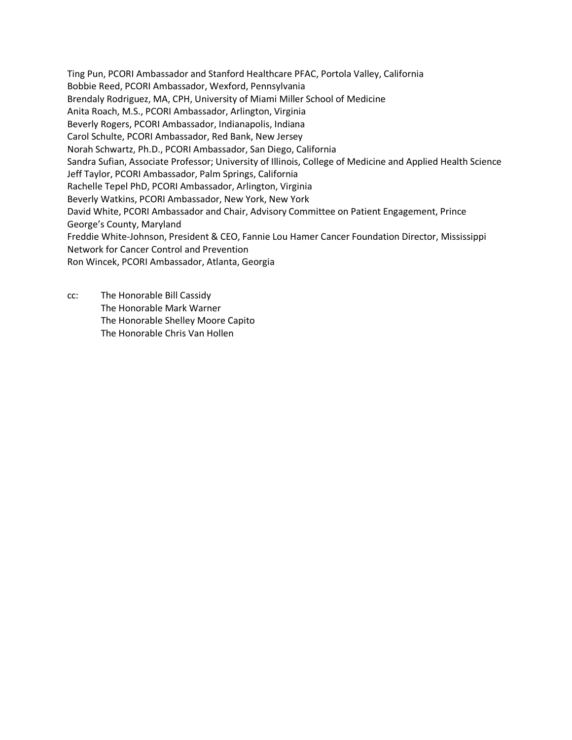Ting Pun, PCORI Ambassador and Stanford Healthcare PFAC, Portola Valley, California
Bobbie Reed, PCORI Ambassador, Wexford, Pennsylvania
Brendaly Rodriguez, MA, CPH, University of Miami Miller School of Medicine
Anita Roach, M.S., PCORI Ambassador, Arlington, Virginia
Beverly Rogers, PCORI Ambassador, Indianapolis, Indiana
Carol Schulte, PCORI Ambassador, Red Bank, New Jersey
Norah Schwartz, Ph.D., PCORI Ambassador, San Diego, California
Sandra Sufian, Associate Professor; University of Illinois, College of Medicine and Applied Health Science
Jeff Taylor, PCORI Ambassador, Palm Springs, California
Rachelle Tepel PhD, PCORI Ambassador, Arlington, Virginia
Beverly Watkins, PCORI Ambassador, New York, New York
David White, PCORI Ambassador and Chair, Advisory Committee on Patient Engagement, Prince George's County, Maryland
Freddie White-Johnson, President & CEO, Fannie Lou Hamer Cancer Foundation Director, Mississippi Network for Cancer Control and Prevention
Ron Wincek, PCORI Ambassador, Atlanta, Georgia

cc: The Honorable Bill Cassidy
The Honorable Mark Warner
The Honorable Shelley Moore Capito
The Honorable Chris Van Hollen